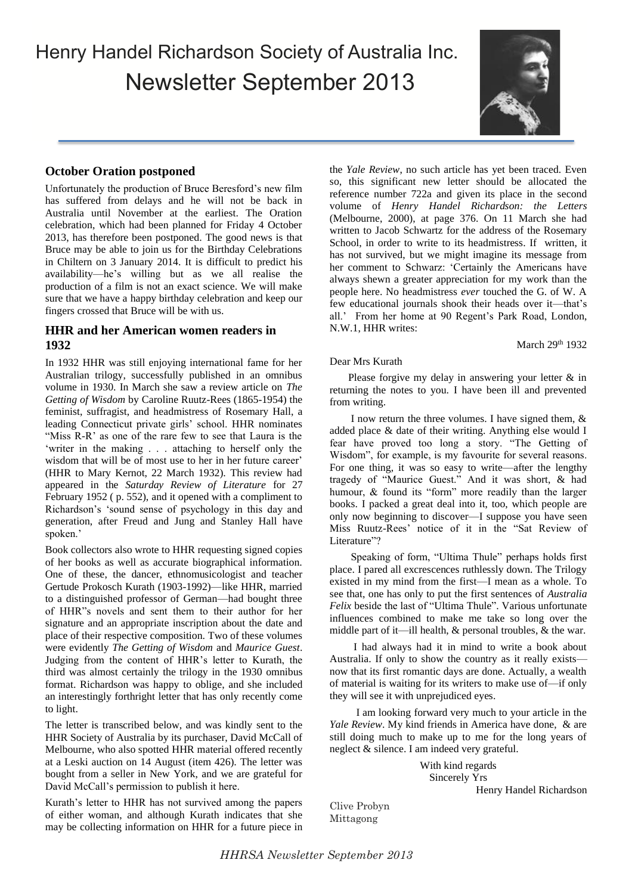# Henry Handel Richardson Society of Australia Inc.

# Newsletter September 2013

## October Oration postponed

Unfortunately the production of Bruce Beresford's new film has suffered from delays and he will not be back in Australia until November at the earliest. The Oration celebration, which had been planned for Friday 4 October 2013, has therefore been postponed. The good news is that Bruce may be able to join us for the Birthday Celebrations in Chiltern on 3 January 2014. It is difficult to predict his availability—he's willing but as we all realise the production of a film is not an exact science. We will make sure that we have a happy birthday celebration and keep our fingers crossed that Bruce will be with us.

## HHR and her American women readers in 1932

In 1932 HHR was still enjoying international fame for her Australian trilogy, successfully published in an omnibus volume in 1930. In March she saw a review article on *The Getting of Wisdom* by Caroline Ruutz-Rees (1865-1954) the feminist, suffragist, and headmistress of Rosemary Hall, a leading Connecticut private girls' school. HHR nominates "Miss R-R' as one of the rare few to see that Laura is the 'writer in the making . . . attaching to herself only the wisdom that will be of most use to her in her future career' (HHR to Mary Kernot, 22 March 1932). This review had appeared in the *Saturday Review of Literature* for 27 February 1952 ( p. 552), and it opened with a compliment to Richardson's 'sound sense of psychology in this day and generation, after Freud and Jung and Stanley Hall have spoken.'

Book collectors also wrote to HHR requesting signed copies of her books as well as accurate biographical information. One of these, the dancer, ethnomusicologist and teacher Gertude Prokosch Kurath (1903-1992)—like HHR, married to a distinguished professor of German—had bought three of HHR"s novels and sent them to their author for her signature and an appropriate inscription about the date and place of their respective composition. Two of these volumes were evidently *The Getting of Wisdom* and *Maurice Guest*. Judging from the content of HHR's letter to Kurath, the third was almost certainly the trilogy in the 1930 omnibus format. Richardson was happy to oblige, and she included an interestingly forthright letter that has only recently come to light.

The letter is transcribed below, and was kindly sent to the HHR Society of Australia by its purchaser, David McCall of Melbourne, who also spotted HHR material offered recently at a Leski auction on 14 August (item 426). The letter was bought from a seller in New York, and we are grateful for David McCall's permission to publish it here.

Kurath's letter to HHR has not survived among the papers of either woman, and although Kurath indicates that she may be collecting information on HHR for a future piece in the *Yale Review*, no such article has yet been traced. Even so, this significant new letter should be allocated the reference number 722a and given its place in the second volume of *Henry Handel Richardson: the Letters* (Melbourne, 2000), at page 376. On 11 March she had written to Jacob Schwartz for the address of the Rosemary School, in order to write to its headmistress. If written, it has not survived, but we might imagine its message from her comment to Schwarz: 'Certainly the Americans have always shewn a greater appreciation for my work than the people here. No headmistress *ever* touched the G. of W. A few educational journals shook their heads over it—that's all.' From her home at 90 Regent's Park Road, London, N.W.1, HHR writes:

March 29th 1932

Dear Mrs Kurath

Please forgive my delay in answering your letter & in returning the notes to you. I have been ill and prevented from writing.

I now return the three volumes. I have signed them, & added place & date of their writing. Anything else would I fear have proved too long a story. "The Getting of Wisdom", for example, is my favourite for several reasons. For one thing, it was so easy to write—after the lengthy tragedy of "Maurice Guest." And it was short, & had humour, & found its "form" more readily than the larger books. I packed a great deal into it, too, which people are only now beginning to discover—I suppose you have seen Miss Ruutz-Rees' notice of it in the "Sat Review of Literature"?

Speaking of form, "Ultima Thule" perhaps holds first place. I pared all excrescences ruthlessly down. The Trilogy existed in my mind from the first—I mean as a whole. To see that, one has only to put the first sentences of *Australia Felix* beside the last of "Ultima Thule". Various unfortunate influences combined to make me take so long over the middle part of it—ill health, & personal troubles, & the war.

I had always had it in mind to write a book about Australia. If only to show the country as it really exists—now that its first romantic days are done. Actually, a wealth of material is waiting for its writers to make use of—if only they will see it with unprejudiced eyes.

I am looking forward very much to your article in the *Yale Review*. My kind friends in America have done, & are still doing much to make up to me for the long years of neglect & silence. I am indeed very grateful.

With kind regards
Sincerely Yrs
Henry Handel Richardson

Clive Probyn
Mittagong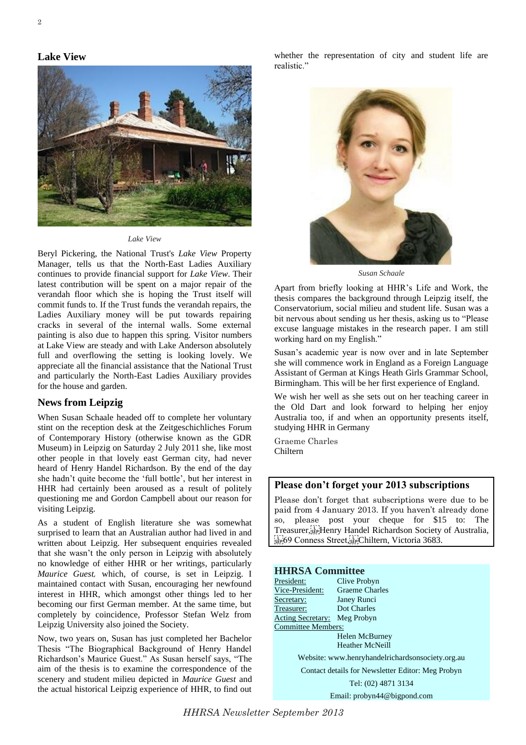## Lake View

*Lake View*

Beryl Pickering, the National Trust's *Lake View* Property Manager, tells us that the North-East Ladies Auxiliary continues to provide financial support for *Lake View*. Their latest contribution will be spent on a major repair of the verandah floor which she is hoping the Trust itself will commit funds to. If the Trust funds the verandah repairs, the Ladies Auxiliary money will be put towards repairing cracks in several of the internal walls. Some external painting is also due to happen this spring. Visitor numbers at Lake View are steady and with Lake Anderson absolutely full and overflowing the setting is looking lovely. We appreciate all the financial assistance that the National Trust and particularly the North-East Ladies Auxiliary provides for the house and garden.

## News from Leipzig

When Susan Schaale headed off to complete her voluntary stint on the reception desk at the Zeitgeschichliches Forum of Contemporary History (otherwise known as the GDR Museum) in Leipzig on Saturday 2 July 2011 she, like most other people in that lovely east German city, had never heard of Henry Handel Richardson. By the end of the day she hadn't quite become the 'full bottle', but her interest in HHR had certainly been aroused as a result of politely questioning me and Gordon Campbell about our reason for visiting Leipzig.

As a student of English literature she was somewhat surprised to learn that an Australian author had lived in and written about Leipzig. Her subsequent enquiries revealed that she wasn't the only person in Leipzig with absolutely no knowledge of either HHR or her writings, particularly *Maurice Guest,* which, of course, is set in Leipzig. I maintained contact with Susan, encouraging her newfound interest in HHR, which amongst other things led to her becoming our first German member. At the same time, but completely by coincidence, Professor Stefan Welz from Leipzig University also joined the Society.

Now, two years on, Susan has just completed her Bachelor Thesis "The Biographical Background of Henry Handel Richardson's Maurice Guest." As Susan herself says, "The aim of the thesis is to examine the correspondence of the scenery and student milieu depicted in *Maurice Guest* and the actual historical Leipzig experience of HHR, to find out whether the representation of city and student life are realistic."

*Susan Schaale*

Apart from briefly looking at HHR's Life and Work, the thesis compares the background through Leipzig itself, the Conservatorium, social milieu and student life. Susan was a bit nervous about sending us her thesis, asking us to "Please excuse language mistakes in the research paper. I am still working hard on my English."

Susan's academic year is now over and in late September she will commence work in England as a Foreign Language Assistant of German at Kings Heath Girls Grammar School, Birmingham. This will be her first experience of England.

We wish her well as she sets out on her teaching career in the Old Dart and look forward to helping her enjoy Australia too, if and when an opportunity presents itself, studying HHR in Germany

Graeme Charles
Chiltern

### Please don't forget your 2013 subscriptions

Please don't forget that subscriptions were due to be paid from 4 January 2013. If you haven't already done so, please post your cheque for $15 to: The Treasurer, Henry Handel Richardson Society of Australia, 69 Conness Street, Chiltern, Victoria 3683.

### HHRSA Committee

President: Clive Probyn
Vice-President: Graeme Charles
Secretary: Janey Runci
Treasurer: Dot Charles
Acting Secretary: Meg Probyn
Committee Members:
Helen McBurney
Heather McNeill

Website: www.henryhandelrichardsonsociety.org.au

Contact details for Newsletter Editor: Meg Probyn

Tel: (02) 4871 3134

Email: probyn44@bigpond.com